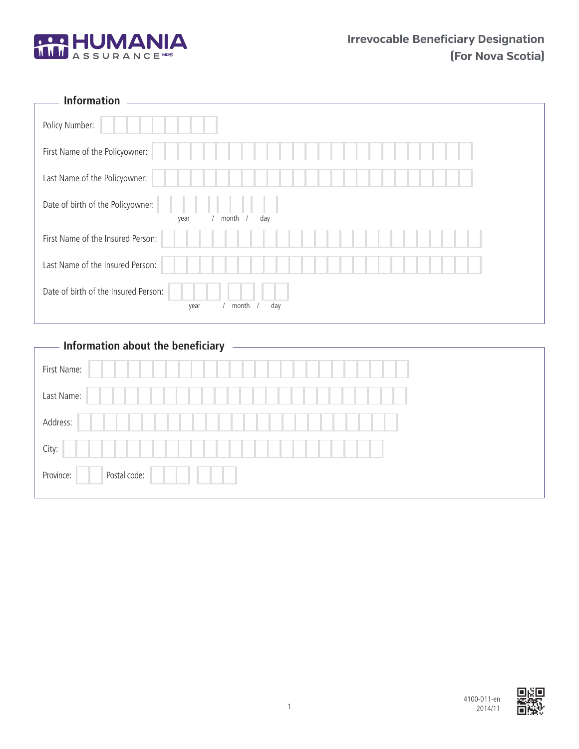HUMANIA ASSURANCE

# Irrevocable Beneficiary Designation (For Nova Scotia)

## Information

Policy Number:

First Name of the Policyowner:

Last Name of the Policyowner:

Date of birth of the Policyowner: year / month / day

First Name of the Insured Person:

Last Name of the Insured Person:

Date of birth of the Insured Person: year / month / day

## Information about the beneficiary

First Name:

Last Name:

Address:

City:

Province: Postal code:

4100-011-en
2014/11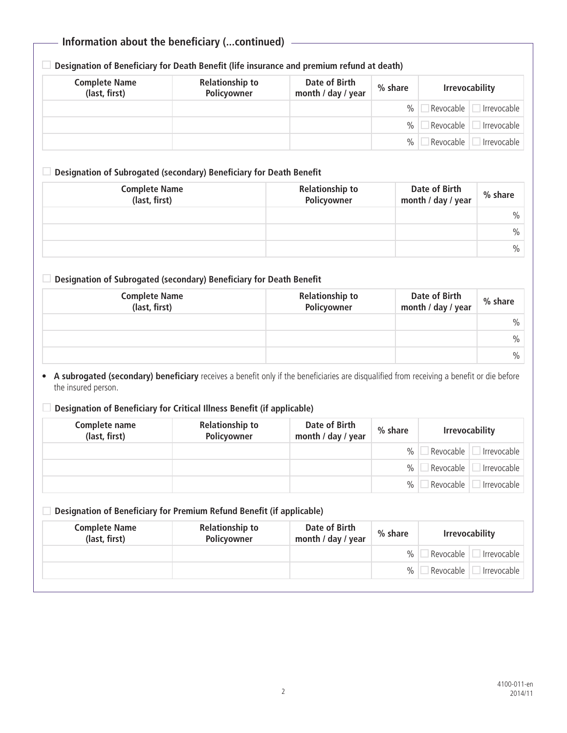## Information about the beneficiary (...continued)

☐ **Designation of Beneficiary for Death Benefit (life insurance and premium refund at death)**

| Complete Name (last, first) | Relationship to Policyowner | Date of Birth month / day / year | % share | Irrevocability | |
|---|---|---|---|---|---|
| | | | % | ☐ Revocable | ☐ Irrevocable |
| | | | % | ☐ Revocable | ☐ Irrevocable |
| | | | % | ☐ Revocable | ☐ Irrevocable |

☐ **Designation of Subrogated (secondary) Beneficiary for Death Benefit**

| Complete Name (last, first) | Relationship to Policyowner | Date of Birth month / day / year | % share |
|---|---|---|---|
| | | | % |
| | | | % |
| | | | % |

☐ **Designation of Subrogated (secondary) Beneficiary for Death Benefit**

| Complete Name (last, first) | Relationship to Policyowner | Date of Birth month / day / year | % share |
|---|---|---|---|
| | | | % |
| | | | % |
| | | | % |

- **A subrogated (secondary) beneficiary** receives a benefit only if the beneficiaries are disqualified from receiving a benefit or die before the insured person.

☐ **Designation of Beneficiary for Critical Illness Benefit (if applicable)**

| Complete name (last, first) | Relationship to Policyowner | Date of Birth month / day / year | % share | Irrevocability | |
|---|---|---|---|---|---|
| | | | % | ☐ Revocable | ☐ Irrevocable |
| | | | % | ☐ Revocable | ☐ Irrevocable |
| | | | % | ☐ Revocable | ☐ Irrevocable |

☐ **Designation of Beneficiary for Premium Refund Benefit (if applicable)**

| Complete Name (last, first) | Relationship to Policyowner | Date of Birth month / day / year | % share | Irrevocability | |
|---|---|---|---|---|---|
| | | | % | ☐ Revocable | ☐ Irrevocable |
| | | | % | ☐ Revocable | ☐ Irrevocable |

4100-011-en
2014/11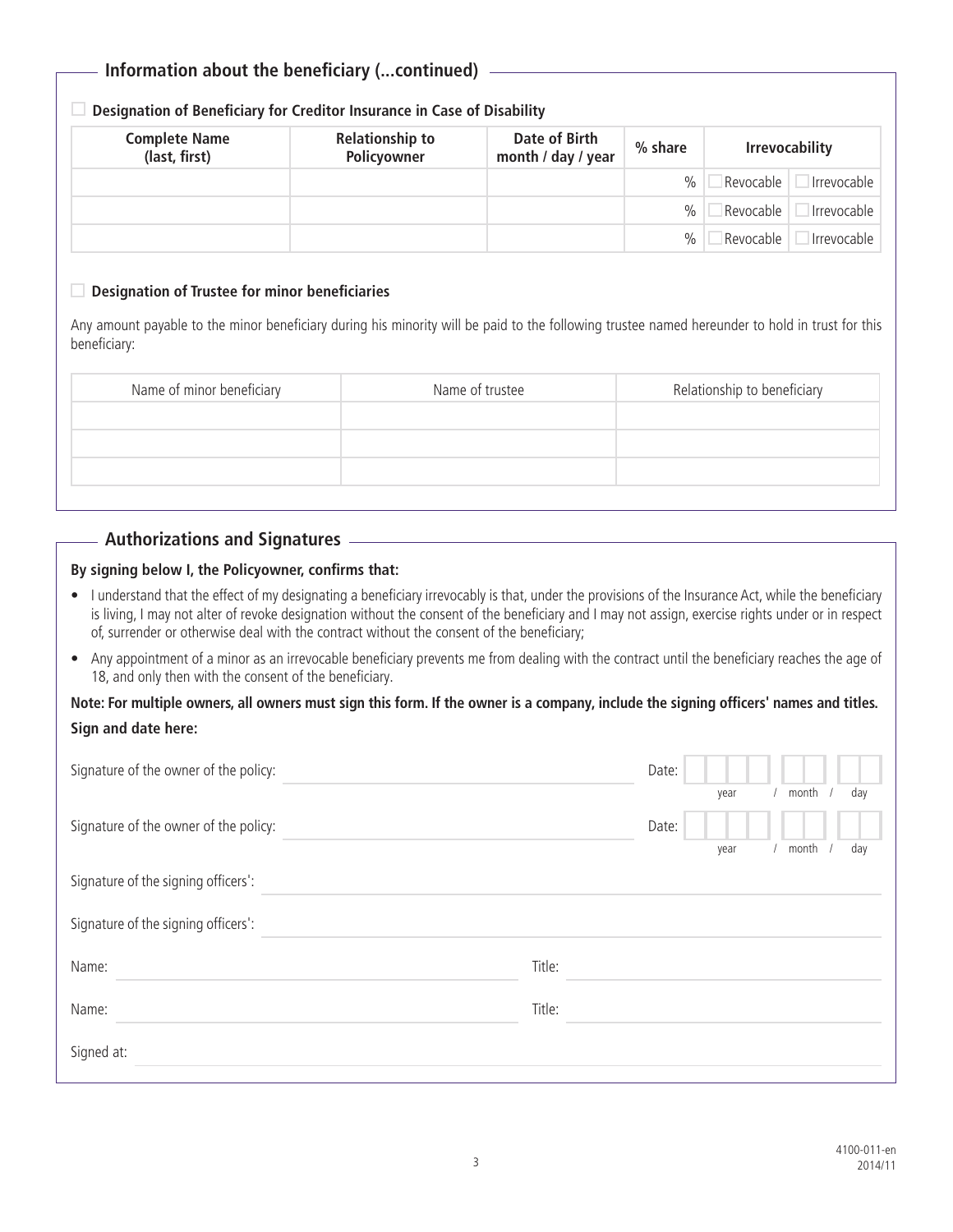## Information about the beneficiary (...continued)

☐ **Designation of Beneficiary for Creditor Insurance in Case of Disability**

| Complete Name (last, first) | Relationship to Policyowner | Date of Birth month / day / year | % share | Irrevocability | |
|---|---|---|---|---|---|
| | | | % | ☐ Revocable | ☐ Irrevocable |
| | | | % | ☐ Revocable | ☐ Irrevocable |
| | | | % | ☐ Revocable | ☐ Irrevocable |

☐ **Designation of Trustee for minor beneficiaries**

Any amount payable to the minor beneficiary during his minority will be paid to the following trustee named hereunder to hold in trust for this beneficiary:

| Name of minor beneficiary | Name of trustee | Relationship to beneficiary |
|---|---|---|
| | | |
| | | |
| | | |

## Authorizations and Signatures

**By signing below I, the Policyowner, confirms that:**

- I understand that the effect of my designating a beneficiary irrevocably is that, under the provisions of the Insurance Act, while the beneficiary is living, I may not alter of revoke designation without the consent of the beneficiary and I may not assign, exercise rights under or in respect of, surrender or otherwise deal with the contract without the consent of the beneficiary;
- Any appointment of a minor as an irrevocable beneficiary prevents me from dealing with the contract until the beneficiary reaches the age of 18, and only then with the consent of the beneficiary.

**Note: For multiple owners, all owners must sign this form. If the owner is a company, include the signing officers' names and titles.**

**Sign and date here:**

Signature of the owner of the policy: ______________________ Date: ____ / __ / __ (year / month / day)

Signature of the owner of the policy: ______________________ Date: ____ / __ / __ (year / month / day)

Signature of the signing officers': ______________________

Signature of the signing officers': ______________________

Name: ______________________ Title: ______________________

Name: ______________________ Title: ______________________

Signed at: ______________________

4100-011-en
2014/11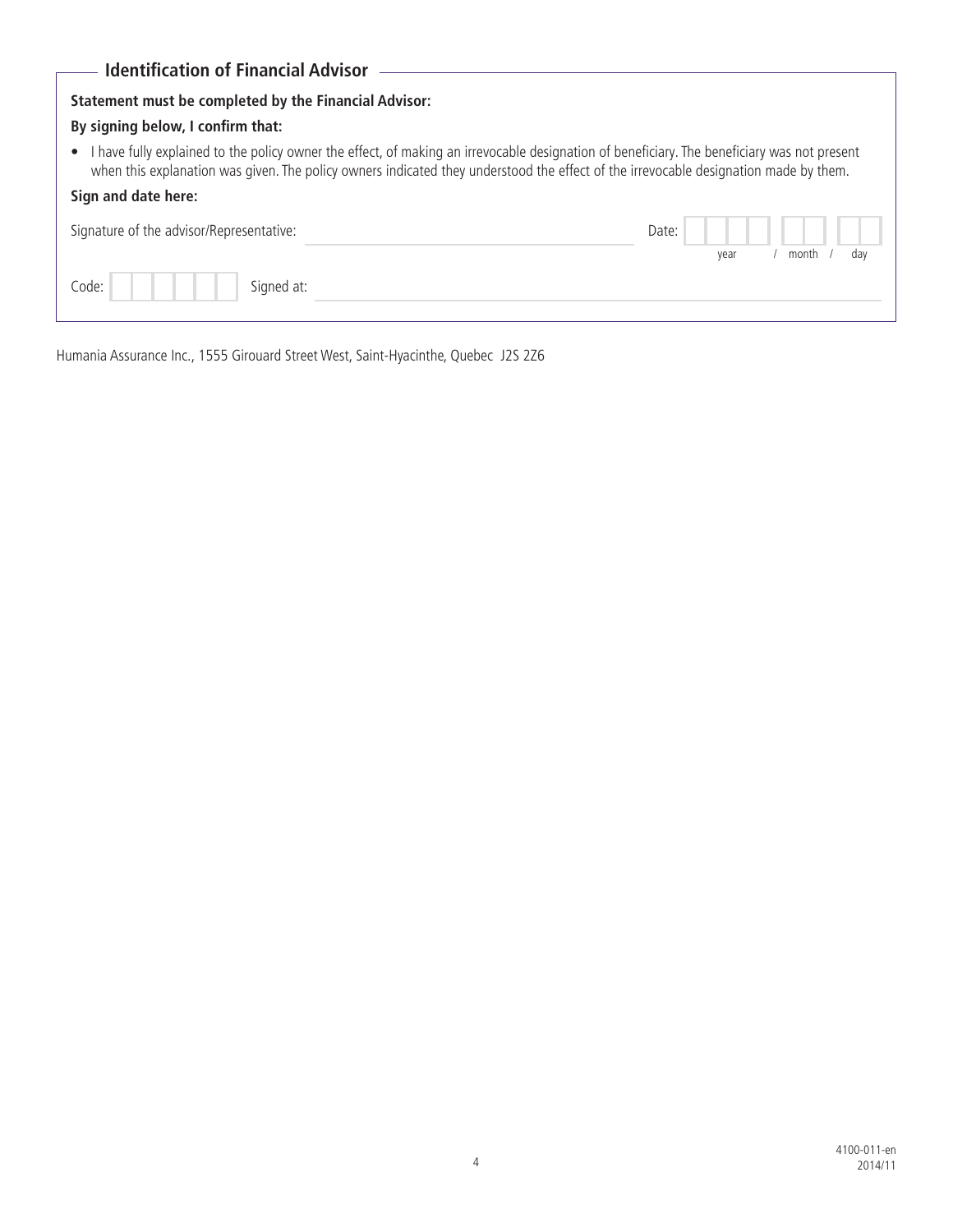## Identification of Financial Advisor

**Statement must be completed by the Financial Advisor:**

**By signing below, I confirm that:**

- I have fully explained to the policy owner the effect, of making an irrevocable designation of beneficiary. The beneficiary was not present when this explanation was given. The policy owners indicated they understood the effect of the irrevocable designation made by them.

**Sign and date here:**

Signature of the advisor/Representative: ______________________ Date: year / month / day

Code: Signed at: ______________________

Humania Assurance Inc., 1555 Girouard Street West, Saint-Hyacinthe, Quebec J2S 2Z6

4100-011-en
2014/11